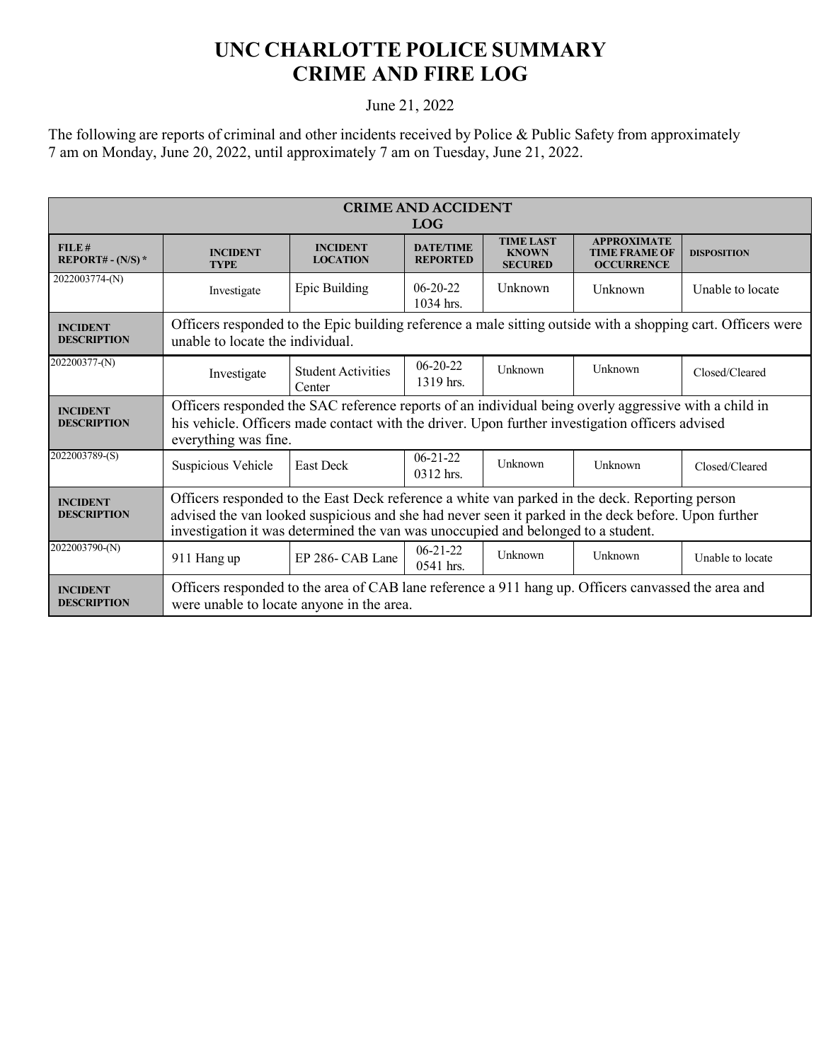# UNC CHARLOTTE POLICE SUMMARY
# CRIME AND FIRE LOG

June 21, 2022

The following are reports of criminal and other incidents received by Police & Public Safety from approximately 7 am on Monday, June 20, 2022, until approximately 7 am on Tuesday, June 21, 2022.

| CRIME AND ACCIDENT LOG | | | | | | |
|---|---|---|---|---|---|---|
| **FILE # REPORT# - (N/S) *** | **INCIDENT TYPE** | **INCIDENT LOCATION** | **DATE/TIME REPORTED** | **TIME LAST KNOWN SECURED** | **APPROXIMATE TIME FRAME OF OCCURRENCE** | **DISPOSITION** |
| 2022003774-(N) | Investigate | Epic Building | 06-20-22 1034 hrs. | Unknown | Unknown | Unable to locate |
| **INCIDENT DESCRIPTION** | Officers responded to the Epic building reference a male sitting outside with a shopping cart. Officers were unable to locate the individual. | | | | | |
| 202200377-(N) | Investigate | Student Activities Center | 06-20-22 1319 hrs. | Unknown | Unknown | Closed/Cleared |
| **INCIDENT DESCRIPTION** | Officers responded the SAC reference reports of an individual being overly aggressive with a child in his vehicle. Officers made contact with the driver. Upon further investigation officers advised everything was fine. | | | | | |
| 2022003789-(S) | Suspicious Vehicle | East Deck | 06-21-22 0312 hrs. | Unknown | Unknown | Closed/Cleared |
| **INCIDENT DESCRIPTION** | Officers responded to the East Deck reference a white van parked in the deck. Reporting person advised the van looked suspicious and she had never seen it parked in the deck before. Upon further investigation it was determined the van was unoccupied and belonged to a student. | | | | | |
| 2022003790-(N) | 911 Hang up | EP 286- CAB Lane | 06-21-22 0541 hrs. | Unknown | Unknown | Unable to locate |
| **INCIDENT DESCRIPTION** | Officers responded to the area of CAB lane reference a 911 hang up. Officers canvassed the area and were unable to locate anyone in the area. | | | | | |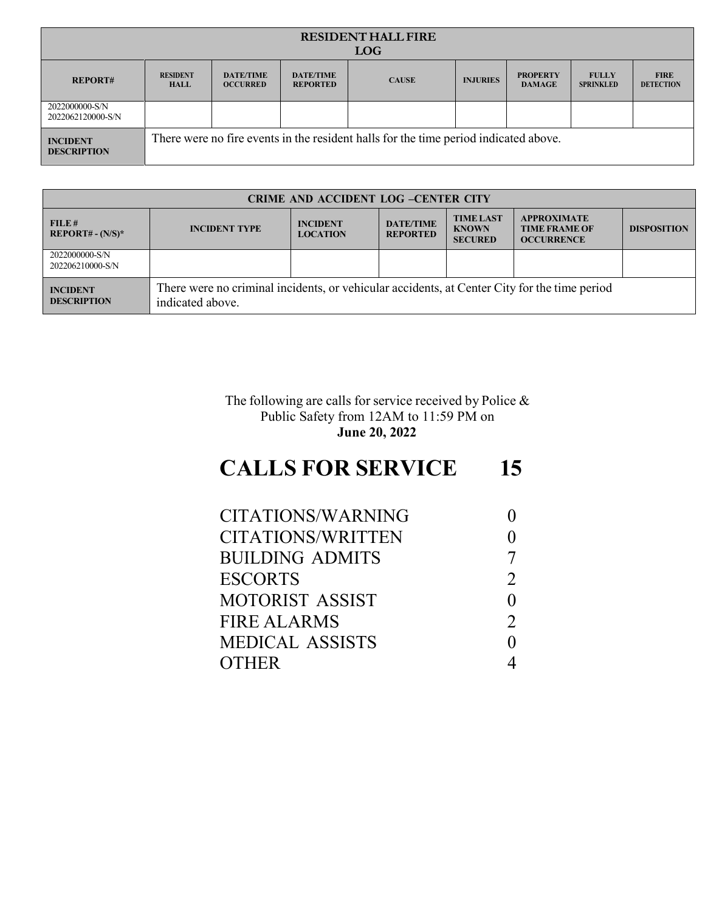| RESIDENT HALL FIRE LOG | | | | | | | | |
|---|---|---|---|---|---|---|---|---|
| **REPORT#** | **RESIDENT HALL** | **DATE/TIME OCCURRED** | **DATE/TIME REPORTED** | **CAUSE** | **INJURIES** | **PROPERTY DAMAGE** | **FULLY SPRINKLED** | **FIRE DETECTION** |
| 2022000000-S/N 2022062120000-S/N | | | | | | | | |
| **INCIDENT DESCRIPTION** | There were no fire events in the resident halls for the time period indicated above. | | | | | | | |

| CRIME AND ACCIDENT LOG –CENTER CITY | | | | | | |
|---|---|---|---|---|---|---|
| **FILE # REPORT# - (N/S)*** | **INCIDENT TYPE** | **INCIDENT LOCATION** | **DATE/TIME REPORTED** | **TIME LAST KNOWN SECURED** | **APPROXIMATE TIME FRAME OF OCCURRENCE** | **DISPOSITION** |
| 2022000000-S/N 202206210000-S/N | | | | | | |
| **INCIDENT DESCRIPTION** | There were no criminal incidents, or vehicular accidents, at Center City for the time period indicated above. | | | | | |

The following are calls for service received by Police & Public Safety from 12AM to 11:59 PM on
**June 20, 2022**

# CALLS FOR SERVICE 15

| | |
|---|---|
| CITATIONS/WARNING | 0 |
| CITATIONS/WRITTEN | 0 |
| BUILDING ADMITS | 7 |
| ESCORTS | 2 |
| MOTORIST ASSIST | 0 |
| FIRE ALARMS | 2 |
| MEDICAL ASSISTS | 0 |
| OTHER | 4 |